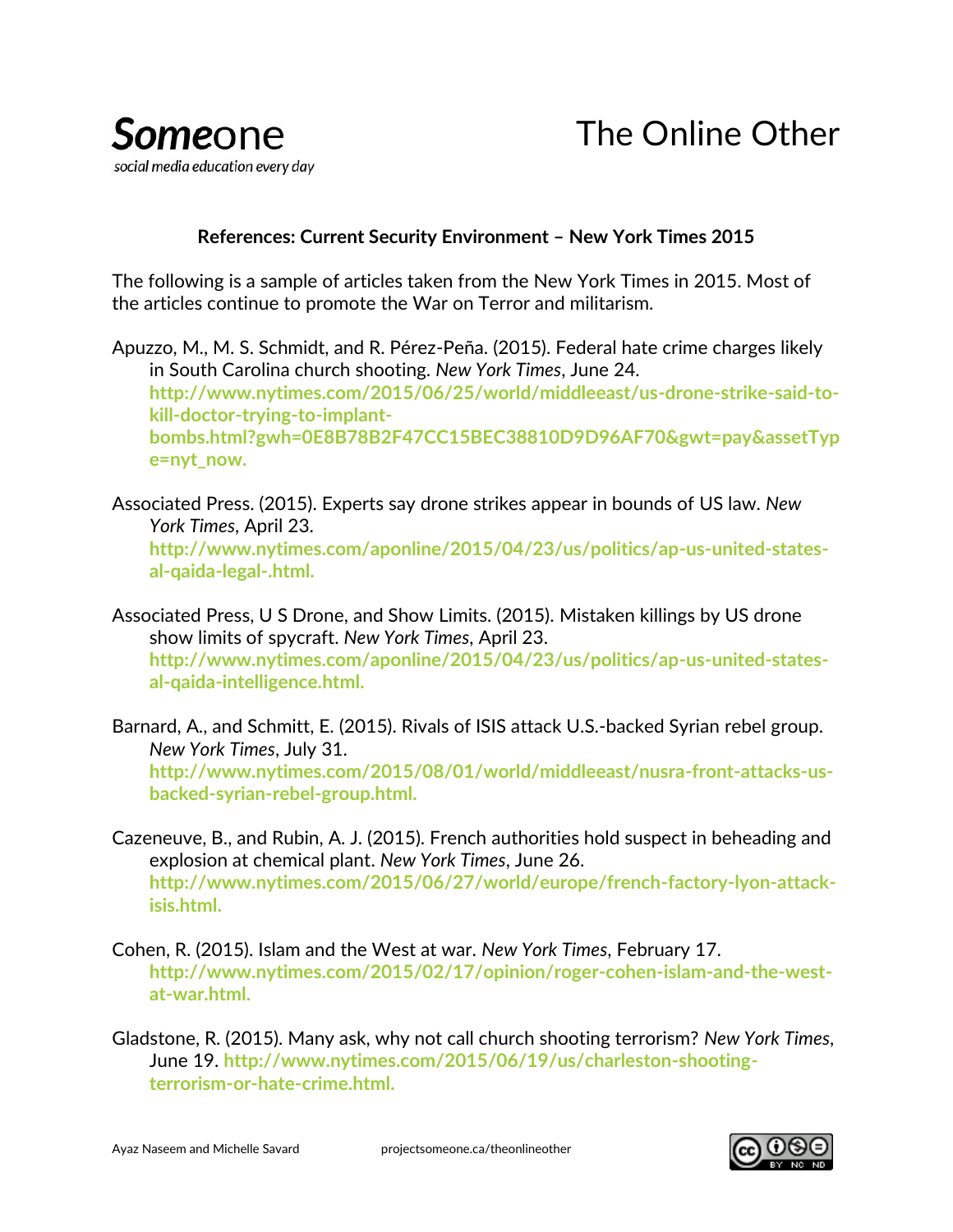**Someone**
social media education every day

# The Online Other

## References: Current Security Environment – New York Times 2015

The following is a sample of articles taken from the New York Times in 2015. Most of the articles continue to promote the War on Terror and militarism.

Apuzzo, M., M. S. Schmidt, and R. Pérez-Peña. (2015). Federal hate crime charges likely in South Carolina church shooting. *New York Times*, June 24. **http://www.nytimes.com/2015/06/25/world/middleeast/us-drone-strike-said-to-kill-doctor-trying-to-implant-bombs.html?gwh=0E8B78B2F47CC15BEC38810D9D96AF70&gwt=pay&assetType=nyt_now.**

Associated Press. (2015). Experts say drone strikes appear in bounds of US law. *New York Times*, April 23. **http://www.nytimes.com/aponline/2015/04/23/us/politics/ap-us-united-states-al-qaida-legal-.html.**

Associated Press, U S Drone, and Show Limits. (2015). Mistaken killings by US drone show limits of spycraft. *New York Times*, April 23. **http://www.nytimes.com/aponline/2015/04/23/us/politics/ap-us-united-states-al-qaida-intelligence.html.**

Barnard, A., and Schmitt, E. (2015). Rivals of ISIS attack U.S.-backed Syrian rebel group. *New York Times*, July 31. **http://www.nytimes.com/2015/08/01/world/middleeast/nusra-front-attacks-us-backed-syrian-rebel-group.html.**

Cazeneuve, B., and Rubin, A. J. (2015). French authorities hold suspect in beheading and explosion at chemical plant. *New York Times*, June 26. **http://www.nytimes.com/2015/06/27/world/europe/french-factory-lyon-attack-isis.html.**

Cohen, R. (2015). Islam and the West at war. *New York Times*, February 17. **http://www.nytimes.com/2015/02/17/opinion/roger-cohen-islam-and-the-west-at-war.html.**

Gladstone, R. (2015). Many ask, why not call church shooting terrorism? *New York Times*, June 19. **http://www.nytimes.com/2015/06/19/us/charleston-shooting-terrorism-or-hate-crime.html.**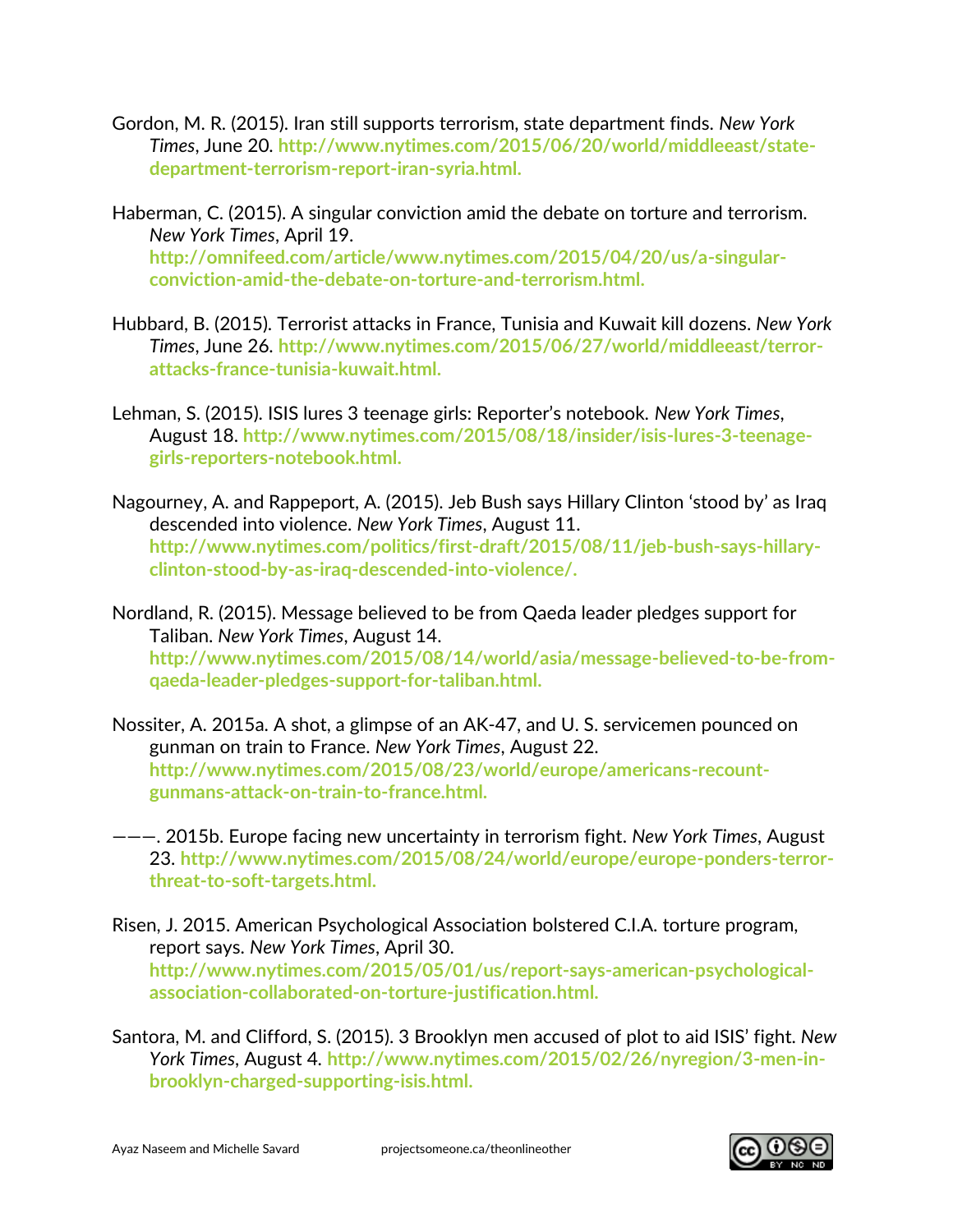Gordon, M. R. (2015). Iran still supports terrorism, state department finds. *New York Times*, June 20. **http://www.nytimes.com/2015/06/20/world/middleeast/state-department-terrorism-report-iran-syria.html.**

Haberman, C. (2015). A singular conviction amid the debate on torture and terrorism. *New York Times*, April 19. **http://omnifeed.com/article/www.nytimes.com/2015/04/20/us/a-singular-conviction-amid-the-debate-on-torture-and-terrorism.html.**

Hubbard, B. (2015). Terrorist attacks in France, Tunisia and Kuwait kill dozens. *New York Times*, June 26. **http://www.nytimes.com/2015/06/27/world/middleeast/terror-attacks-france-tunisia-kuwait.html.**

Lehman, S. (2015). ISIS lures 3 teenage girls: Reporter's notebook. *New York Times*, August 18. **http://www.nytimes.com/2015/08/18/insider/isis-lures-3-teenage-girls-reporters-notebook.html.**

Nagourney, A. and Rappeport, A. (2015). Jeb Bush says Hillary Clinton 'stood by' as Iraq descended into violence. *New York Times*, August 11. **http://www.nytimes.com/politics/first-draft/2015/08/11/jeb-bush-says-hillary-clinton-stood-by-as-iraq-descended-into-violence/.**

Nordland, R. (2015). Message believed to be from Qaeda leader pledges support for Taliban. *New York Times*, August 14. **http://www.nytimes.com/2015/08/14/world/asia/message-believed-to-be-from-qaeda-leader-pledges-support-for-taliban.html.**

Nossiter, A. 2015a. A shot, a glimpse of an AK-47, and U. S. servicemen pounced on gunman on train to France. *New York Times*, August 22. **http://www.nytimes.com/2015/08/23/world/europe/americans-recount-gunmans-attack-on-train-to-france.html.**

———. 2015b. Europe facing new uncertainty in terrorism fight. *New York Times*, August 23. **http://www.nytimes.com/2015/08/24/world/europe/europe-ponders-terror-threat-to-soft-targets.html.**

Risen, J. 2015. American Psychological Association bolstered C.I.A. torture program, report says. *New York Times*, April 30. **http://www.nytimes.com/2015/05/01/us/report-says-american-psychological-association-collaborated-on-torture-justification.html.**

Santora, M. and Clifford, S. (2015). 3 Brooklyn men accused of plot to aid ISIS' fight. *New York Times*, August 4. **http://www.nytimes.com/2015/02/26/nyregion/3-men-in-brooklyn-charged-supporting-isis.html.**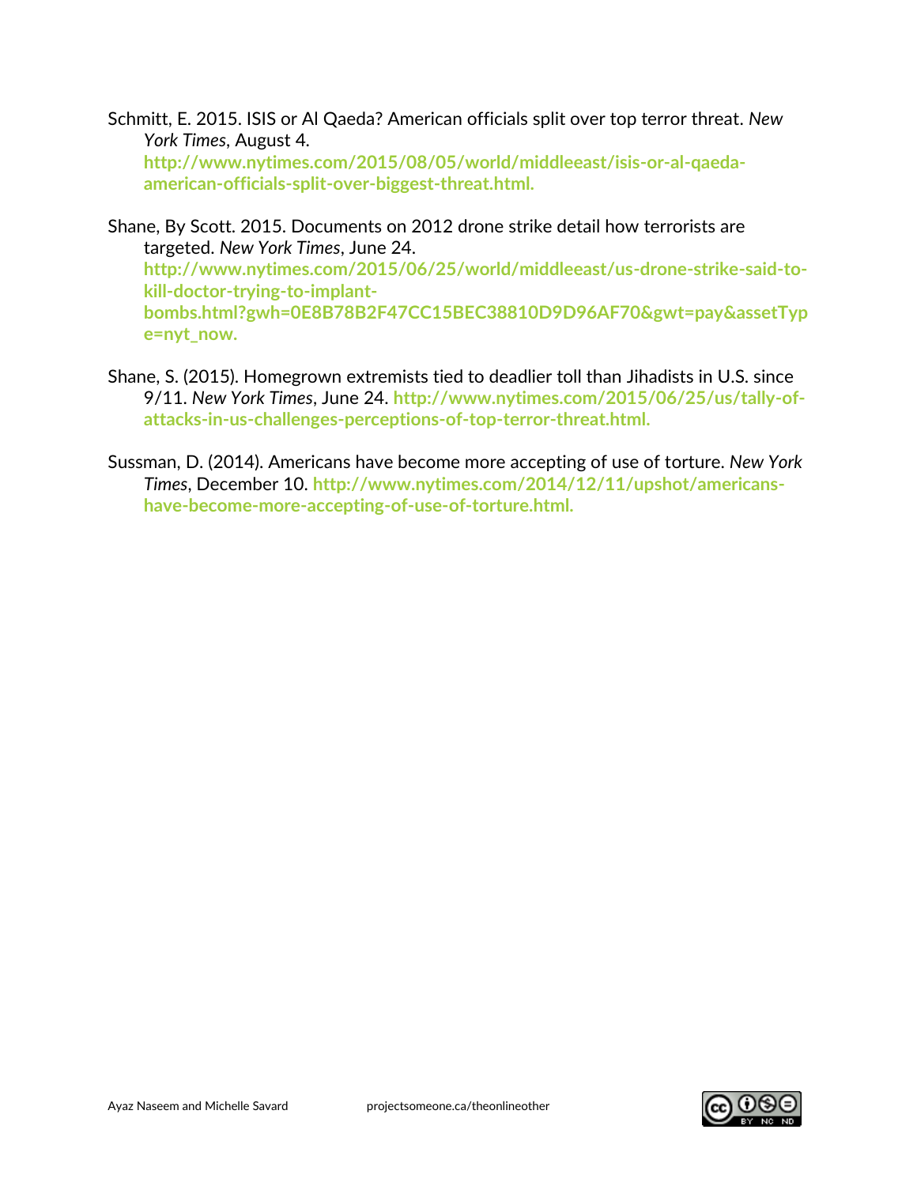Schmitt, E. 2015. ISIS or Al Qaeda? American officials split over top terror threat. *New York Times*, August 4. **http://www.nytimes.com/2015/08/05/world/middleeast/isis-or-al-qaeda-american-officials-split-over-biggest-threat.html.**

Shane, By Scott. 2015. Documents on 2012 drone strike detail how terrorists are targeted. *New York Times*, June 24. **http://www.nytimes.com/2015/06/25/world/middleeast/us-drone-strike-said-to-kill-doctor-trying-to-implant-bombs.html?gwh=0E8B78B2F47CC15BEC38810D9D96AF70&gwt=pay&assetType=nyt_now.**

Shane, S. (2015). Homegrown extremists tied to deadlier toll than Jihadists in U.S. since 9/11. *New York Times*, June 24. **http://www.nytimes.com/2015/06/25/us/tally-of-attacks-in-us-challenges-perceptions-of-top-terror-threat.html.**

Sussman, D. (2014). Americans have become more accepting of use of torture. *New York Times*, December 10. **http://www.nytimes.com/2014/12/11/upshot/americans-have-become-more-accepting-of-use-of-torture.html.**